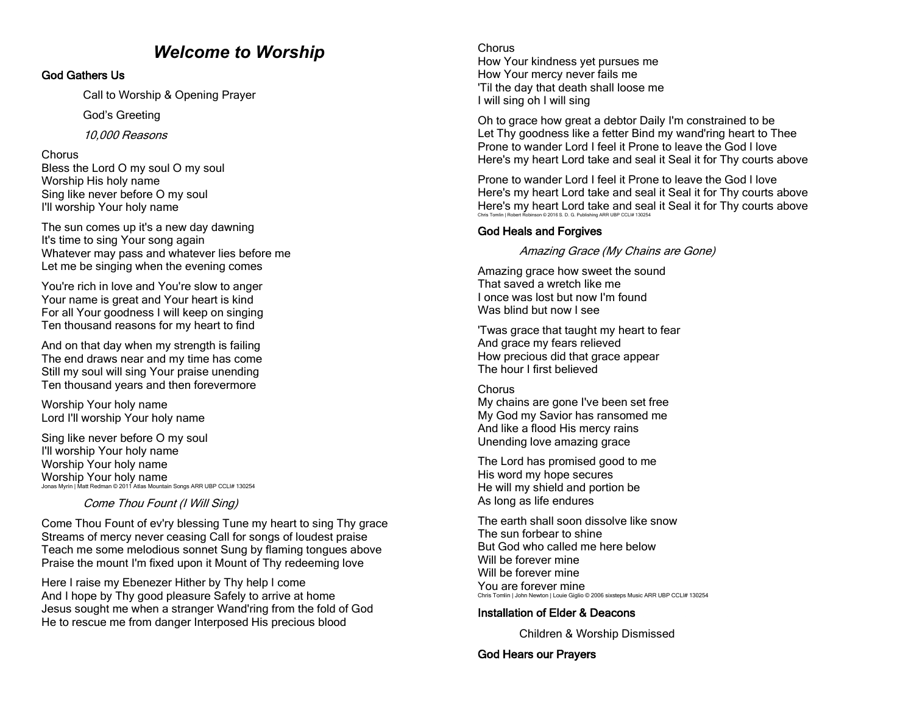# *Welcome to Worship*

**God Gathers Us**

Call to Worship & Opening Prayer

God's Greeting

*10,000 Reasons*

Chorus
Bless the Lord O my soul O my soul
Worship His holy name
Sing like never before O my soul
I'll worship Your holy name

The sun comes up it's a new day dawning
It's time to sing Your song again
Whatever may pass and whatever lies before me
Let me be singing when the evening comes

You're rich in love and You're slow to anger
Your name is great and Your heart is kind
For all Your goodness I will keep on singing
Ten thousand reasons for my heart to find

And on that day when my strength is failing
The end draws near and my time has come
Still my soul will sing Your praise unending
Ten thousand years and then forevermore

Worship Your holy name
Lord I'll worship Your holy name

Sing like never before O my soul
I'll worship Your holy name
Worship Your holy name
Worship Your holy name
Jonas Myrin | Matt Redman © 2011 Atlas Mountain Songs ARR UBP CCLI# 130254

*Come Thou Fount (I Will Sing)*

Come Thou Fount of ev'ry blessing Tune my heart to sing Thy grace
Streams of mercy never ceasing Call for songs of loudest praise
Teach me some melodious sonnet Sung by flaming tongues above
Praise the mount I'm fixed upon it Mount of Thy redeeming love

Here I raise my Ebenezer Hither by Thy help I come
And I hope by Thy good pleasure Safely to arrive at home
Jesus sought me when a stranger Wand'ring from the fold of God
He to rescue me from danger Interposed His precious blood

Chorus
How Your kindness yet pursues me
How Your mercy never fails me
'Til the day that death shall loose me
I will sing oh I will sing

Oh to grace how great a debtor Daily I'm constrained to be
Let Thy goodness like a fetter Bind my wand'ring heart to Thee
Prone to wander Lord I feel it Prone to leave the God I love
Here's my heart Lord take and seal it Seal it for Thy courts above

Prone to wander Lord I feel it Prone to leave the God I love
Here's my heart Lord take and seal it Seal it for Thy courts above
Here's my heart Lord take and seal it Seal it for Thy courts above
Chris Tomlin | Robert Robinson © 2016 S. D. G. Publishing ARR UBP CCLI# 130254

**God Heals and Forgives**

*Amazing Grace (My Chains are Gone)*

Amazing grace how sweet the sound
That saved a wretch like me
I once was lost but now I'm found
Was blind but now I see

'Twas grace that taught my heart to fear
And grace my fears relieved
How precious did that grace appear
The hour I first believed

Chorus
My chains are gone I've been set free
My God my Savior has ransomed me
And like a flood His mercy rains
Unending love amazing grace

The Lord has promised good to me
His word my hope secures
He will my shield and portion be
As long as life endures

The earth shall soon dissolve like snow
The sun forbear to shine
But God who called me here below
Will be forever mine
Will be forever mine
You are forever mine
Chris Tomlin | John Newton | Louie Giglio © 2006 sixsteps Music ARR UBP CCLI# 130254

**Installation of Elder & Deacons**

Children & Worship Dismissed

**God Hears our Prayers**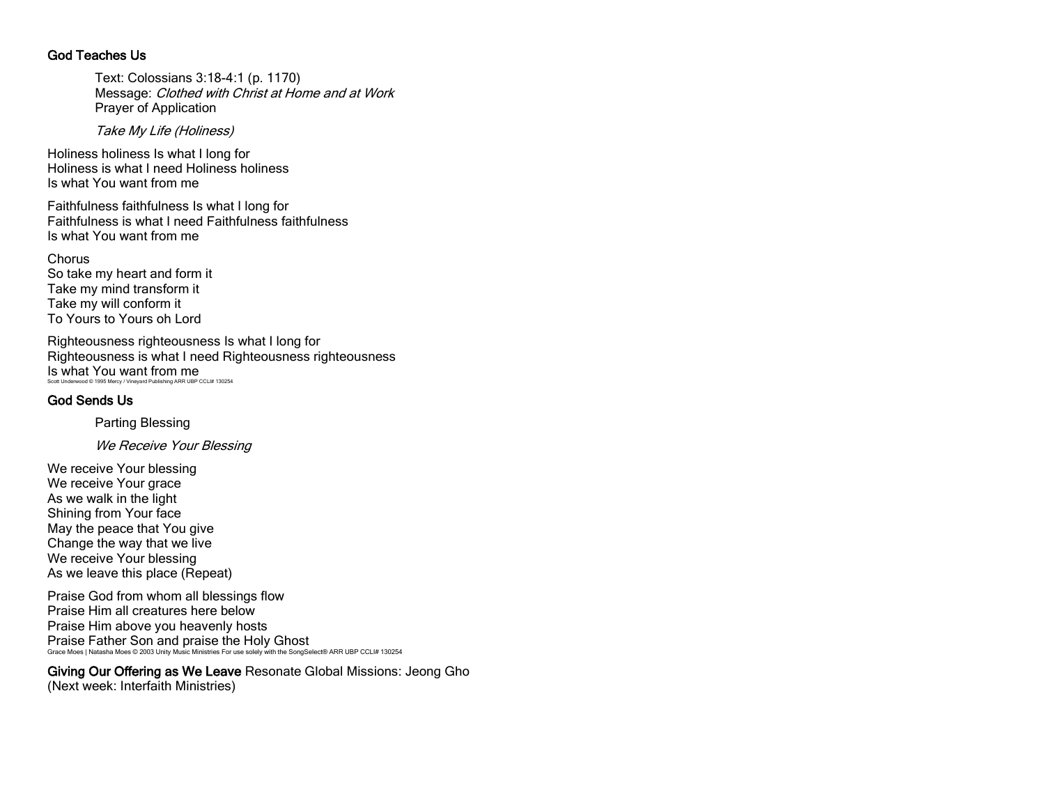### God Teaches Us

Text: Colossians 3:18-4:1 (p. 1170)
Message: *Clothed with Christ at Home and at Work*
Prayer of Application

*Take My Life (Holiness)*

Holiness holiness Is what I long for
Holiness is what I need Holiness holiness
Is what You want from me

Faithfulness faithfulness Is what I long for
Faithfulness is what I need Faithfulness faithfulness
Is what You want from me

Chorus
So take my heart and form it
Take my mind transform it
Take my will conform it
To Yours to Yours oh Lord

Righteousness righteousness Is what I long for
Righteousness is what I need Righteousness righteousness
Is what You want from me
Scott Underwood © 1995 Mercy / Vineyard Publishing ARR UBP CCLI# 130254

### God Sends Us

Parting Blessing

*We Receive Your Blessing*

We receive Your blessing
We receive Your grace
As we walk in the light
Shining from Your face
May the peace that You give
Change the way that we live
We receive Your blessing
As we leave this place (Repeat)

Praise God from whom all blessings flow
Praise Him all creatures here below
Praise Him above you heavenly hosts
Praise Father Son and praise the Holy Ghost
Grace Moes | Natasha Moes © 2003 Unity Music Ministries For use solely with the SongSelect® ARR UBP CCLI# 130254

**Giving Our Offering as We Leave** Resonate Global Missions: Jeong Gho
(Next week: Interfaith Ministries)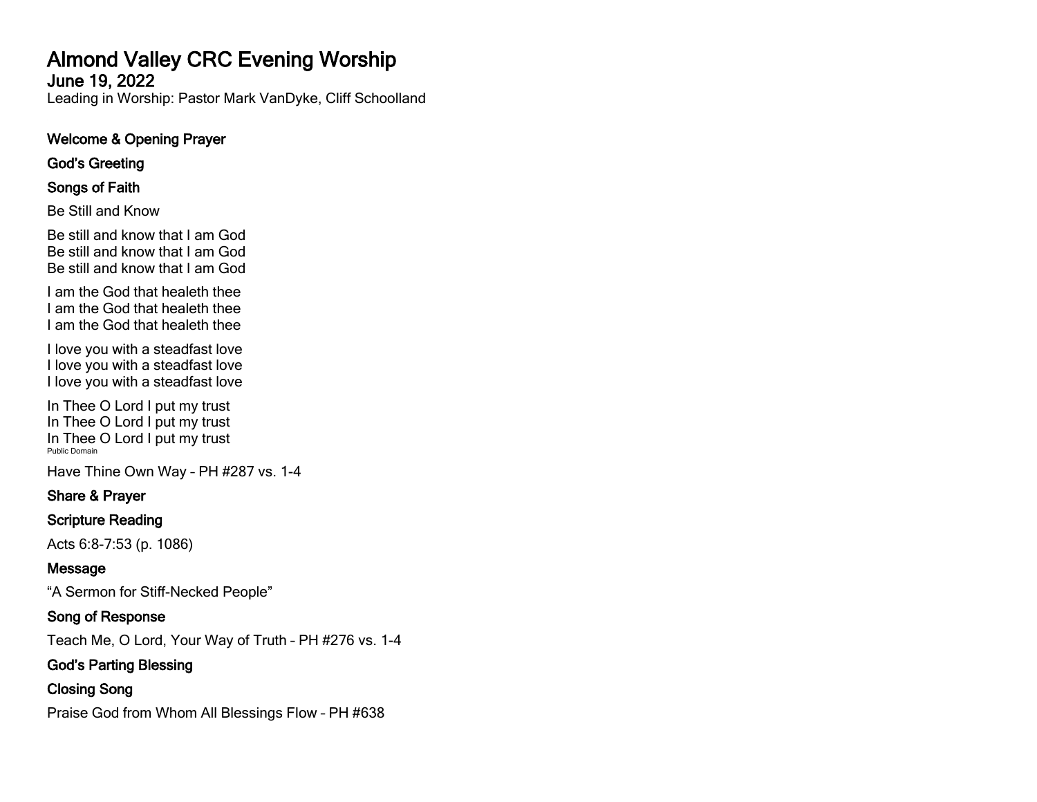# Almond Valley CRC Evening Worship

## June 19, 2022

Leading in Worship: Pastor Mark VanDyke, Cliff Schoolland

**Welcome & Opening Prayer**

**God's Greeting**

**Songs of Faith**

Be Still and Know

Be still and know that I am God
Be still and know that I am God
Be still and know that I am God

I am the God that healeth thee
I am the God that healeth thee
I am the God that healeth thee

I love you with a steadfast love
I love you with a steadfast love
I love you with a steadfast love

In Thee O Lord I put my trust
In Thee O Lord I put my trust
In Thee O Lord I put my trust
Public Domain

Have Thine Own Way – PH #287 vs. 1-4

**Share & Prayer**

**Scripture Reading**

Acts 6:8-7:53 (p. 1086)

**Message**

"A Sermon for Stiff-Necked People"

**Song of Response**

Teach Me, O Lord, Your Way of Truth – PH #276 vs. 1-4

**God's Parting Blessing**

**Closing Song**

Praise God from Whom All Blessings Flow – PH #638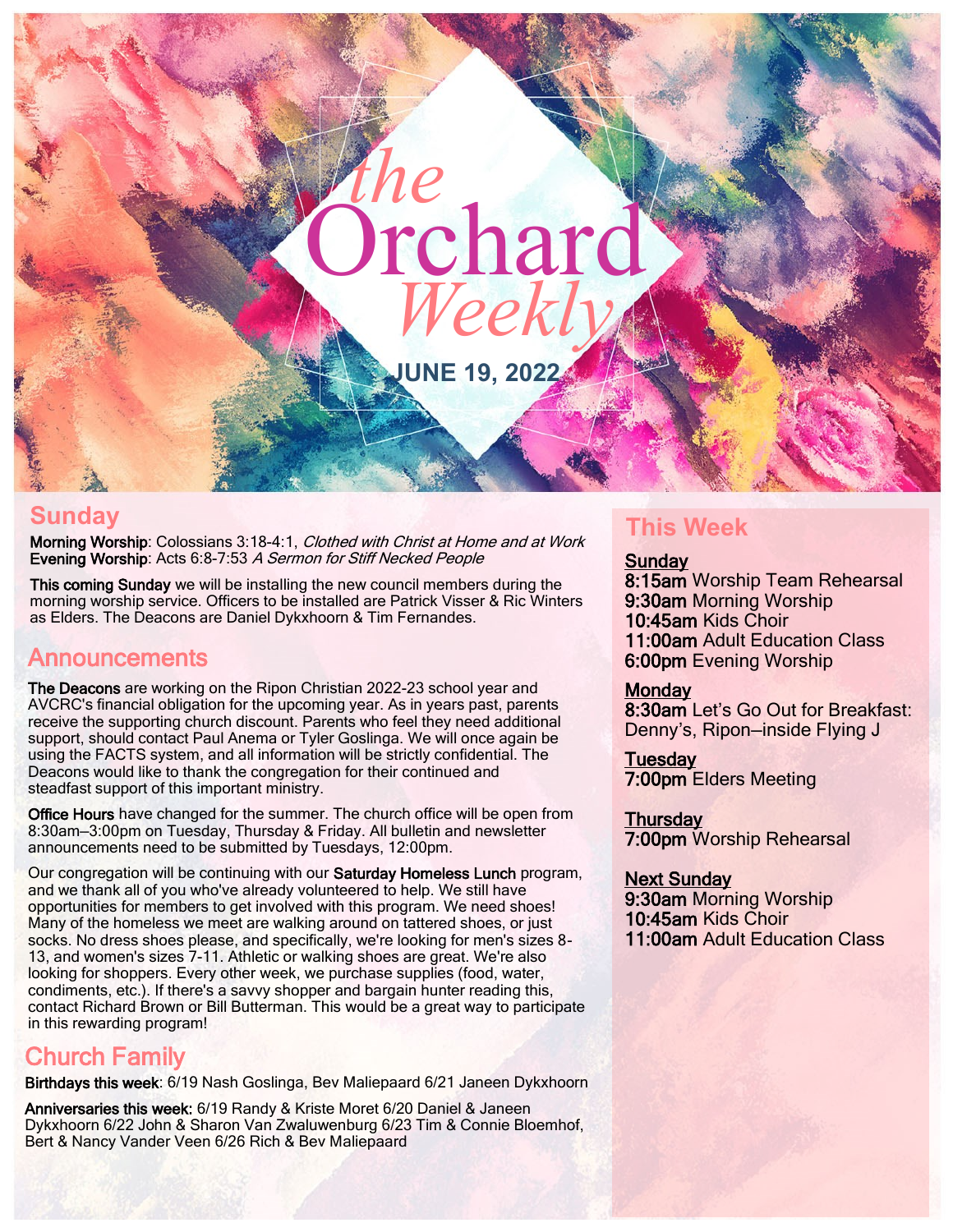# *the* Orchard *Weekly*

**JUNE 19, 2022**

## Sunday

**Morning Worship**: Colossians 3:18-4:1, *Clothed with Christ at Home and at Work*
**Evening Worship**: Acts 6:8-7:53 *A Sermon for Stiff Necked People*

**This coming Sunday** we will be installing the new council members during the morning worship service. Officers to be installed are Patrick Visser & Ric Winters as Elders. The Deacons are Daniel Dykxhoorn & Tim Fernandes.

## Announcements

**The Deacons** are working on the Ripon Christian 2022-23 school year and AVCRC's financial obligation for the upcoming year. As in years past, parents receive the supporting church discount. Parents who feel they need additional support, should contact Paul Anema or Tyler Goslinga. We will once again be using the FACTS system, and all information will be strictly confidential. The Deacons would like to thank the congregation for their continued and steadfast support of this important ministry.

**Office Hours** have changed for the summer. The church office will be open from 8:30am–3:00pm on Tuesday, Thursday & Friday. All bulletin and newsletter announcements need to be submitted by Tuesdays, 12:00pm.

Our congregation will be continuing with our **Saturday Homeless Lunch** program, and we thank all of you who've already volunteered to help. We still have opportunities for members to get involved with this program. We need shoes! Many of the homeless we meet are walking around on tattered shoes, or just socks. No dress shoes please, and specifically, we're looking for men's sizes 8-13, and women's sizes 7-11. Athletic or walking shoes are great. We're also looking for shoppers. Every other week, we purchase supplies (food, water, condiments, etc.). If there's a savvy shopper and bargain hunter reading this, contact Richard Brown or Bill Butterman. This would be a great way to participate in this rewarding program!

## Church Family

**Birthdays this week**: 6/19 Nash Goslinga, Bev Maliepaard 6/21 Janeen Dykxhoorn

**Anniversaries this week:** 6/19 Randy & Kriste Moret 6/20 Daniel & Janeen Dykxhoorn 6/22 John & Sharon Van Zwaluwenburg 6/23 Tim & Connie Bloemhof, Bert & Nancy Vander Veen 6/26 Rich & Bev Maliepaard

## This Week

**Sunday**
**8:15am** Worship Team Rehearsal
**9:30am** Morning Worship
**10:45am** Kids Choir
**11:00am** Adult Education Class
**6:00pm** Evening Worship

**Monday**
**8:30am** Let's Go Out for Breakfast: Denny's, Ripon—inside Flying J

**Tuesday**
**7:00pm** Elders Meeting

**Thursday**
**7:00pm** Worship Rehearsal

**Next Sunday**
**9:30am** Morning Worship
**10:45am** Kids Choir
**11:00am** Adult Education Class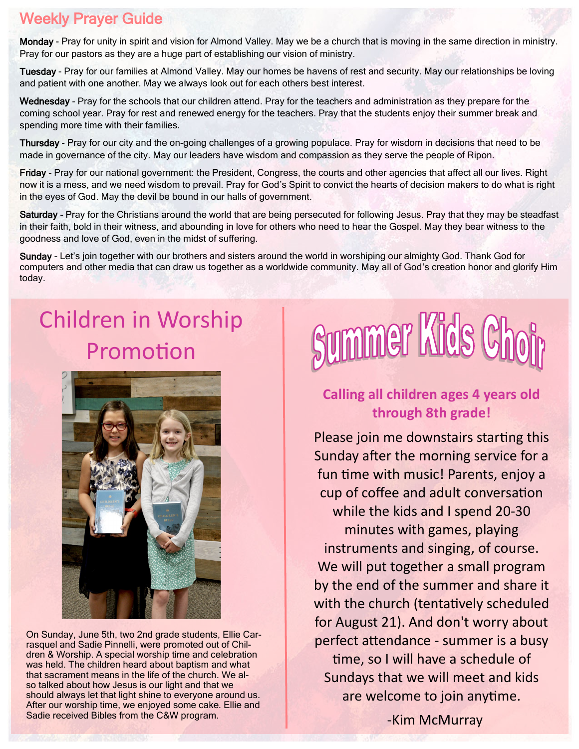## Weekly Prayer Guide

**Monday** - Pray for unity in spirit and vision for Almond Valley. May we be a church that is moving in the same direction in ministry. Pray for our pastors as they are a huge part of establishing our vision of ministry.

**Tuesday** - Pray for our families at Almond Valley. May our homes be havens of rest and security. May our relationships be loving and patient with one another. May we always look out for each others best interest.

**Wednesday** - Pray for the schools that our children attend. Pray for the teachers and administration as they prepare for the coming school year. Pray for rest and renewed energy for the teachers. Pray that the students enjoy their summer break and spending more time with their families.

**Thursday** - Pray for our city and the on-going challenges of a growing populace. Pray for wisdom in decisions that need to be made in governance of the city. May our leaders have wisdom and compassion as they serve the people of Ripon.

**Friday** - Pray for our national government: the President, Congress, the courts and other agencies that affect all our lives. Right now it is a mess, and we need wisdom to prevail. Pray for God's Spirit to convict the hearts of decision makers to do what is right in the eyes of God. May the devil be bound in our halls of government.

**Saturday** - Pray for the Christians around the world that are being persecuted for following Jesus. Pray that they may be steadfast in their faith, bold in their witness, and abounding in love for others who need to hear the Gospel. May they bear witness to the goodness and love of God, even in the midst of suffering.

**Sunday** - Let's join together with our brothers and sisters around the world in worshiping our almighty God. Thank God for computers and other media that can draw us together as a worldwide community. May all of God's creation honor and glorify Him today.

## Children in Worship Promotion

On Sunday, June 5th, two 2nd grade students, Ellie Carrasquel and Sadie Pinnelli, were promoted out of Children & Worship. A special worship time and celebration was held. The children heard about baptism and what that sacrament means in the life of the church. We also talked about how Jesus is our light and that we should always let that light shine to everyone around us. After our worship time, we enjoyed some cake. Ellie and Sadie received Bibles from the C&W program.

## Summer Kids Choir

**Calling all children ages 4 years old through 8th grade!**

Please join me downstairs starting this Sunday after the morning service for a fun time with music! Parents, enjoy a cup of coffee and adult conversation while the kids and I spend 20-30 minutes with games, playing instruments and singing, of course. We will put together a small program by the end of the summer and share it with the church (tentatively scheduled for August 21). And don't worry about perfect attendance - summer is a busy time, so I will have a schedule of Sundays that we will meet and kids are welcome to join anytime.

-Kim McMurray